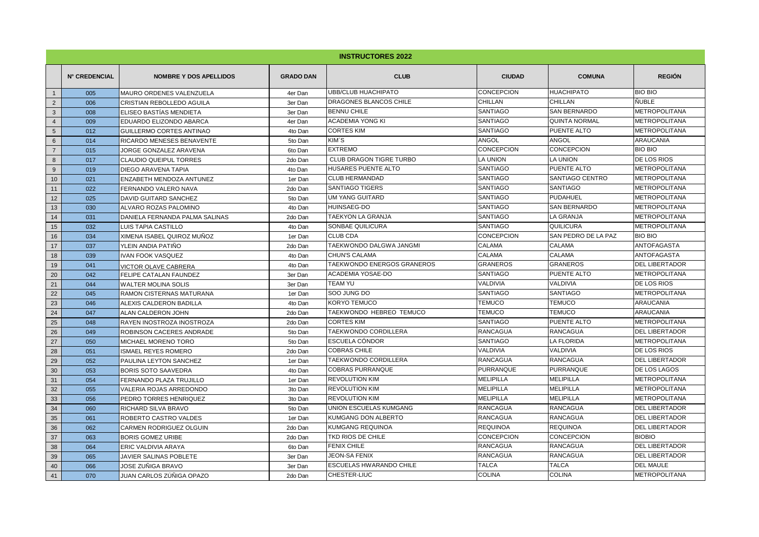# INSTRUCTORES 2022

| | N° CREDENCIAL | NOMBRE Y DOS APELLIDOS | GRADO DAN | CLUB | CIUDAD | COMUNA | REGIÓN |
|---|---|---|---|---|---|---|---|
| 1 | 005 | MAURO ORDENES VALENZUELA | 4er Dan | UBB/CLUB HUACHIPATO | CONCEPCION | HUACHIPATO | BIO BIO |
| 2 | 006 | CRISTIAN REBOLLEDO AGUILA | 3er Dan | DRAGONES BLANCOS CHILE | CHILLAN | CHILLAN | ÑUBLE |
| 3 | 008 | ELISEO BASTÍAS MENDIETA | 3er Dan | BENNU CHILE | SANTIAGO | SAN BERNARDO | METROPOLITANA |
| 4 | 009 | EDUARDO ELIZONDO ABARCA | 4er Dan | ACADEMIA YONG KI | SANTIAGO | QUINTA NORMAL | METROPOLITANA |
| 5 | 012 | GUILLERMO CORTES ANTINAO | 4to Dan | CORTES KIM | SANTIAGO | PUENTE ALTO | METROPOLITANA |
| 6 | 014 | RICARDO MENESES BENAVENTE | 5to Dan | KIM´S | ANGOL | ANGOL | ARAUCANIA |
| 7 | 015 | JORGE GONZALEZ ARAVENA | 6to Dan | EXTREMO | CONCEPCION | CONCEPCION | BIO BIO |
| 8 | 017 | CLAUDIO QUEIPUL TORRES | 2do Dan | CLUB DRAGON TIGRE TURBO | LA UNION | LA UNION | DE LOS RIOS |
| 9 | 019 | DIEGO ARAVENA TAPIA | 4to Dan | HUSARES PUENTE ALTO | SANTIAGO | PUENTE ALTO | METROPOLITANA |
| 10 | 021 | ENZABETH MENDOZA ANTUNEZ | 1er Dan | CLUB HERMANDAD | SANTIAGO | SANTIAGO CENTRO | METROPOLITANA |
| 11 | 022 | FERNANDO VALERO NAVA | 2do Dan | SANTIAGO TIGERS | SANTIAGO | SANTIAGO | METROPOLITANA |
| 12 | 025 | DAVID GUITARD SANCHEZ | 5to Dan | UM YANG GUITARD | SANTIAGO | PUDAHUEL | METROPOLITANA |
| 13 | 030 | ALVARO ROZAS PALOMINO | 4to Dan | HUINSAEG-DO | SANTIAGO | SAN BERNARDO | METROPOLITANA |
| 14 | 031 | DANIELA FERNANDA PALMA SALINAS | 2do Dan | TAEKYON LA GRANJA | SANTIAGO | LA GRANJA | METROPOLITANA |
| 15 | 032 | LUIS TAPIA CASTILLO | 4to Dan | SONBAE QUILICURA | SANTIAGO | QUILICURA | METROPOLITANA |
| 16 | 034 | XIMENA ISABEL QUIROZ MUÑOZ | 1er Dan | CLUB CDA | CONCEPCION | SAN PEDRO DE LA PAZ | BIO BIO |
| 17 | 037 | YLEIN ANDIA PATIÑO | 2do Dan | TAEKWONDO DALGWA JANGMI | CALAMA | CALAMA | ANTOFAGASTA |
| 18 | 039 | IVAN FOOK VASQUEZ | 4to Dan | CHUN'S CALAMA | CALAMA | CALAMA | ANTOFAGASTA |
| 19 | 041 | VICTOR OLAVE CABRERA | 4to Dan | TAEKWONDO ENERGOS GRANEROS | GRANEROS | GRANEROS | DEL LIBERTADOR |
| 20 | 042 | FELIPE CATALAN FAUNDEZ | 3er Dan | ACADEMIA YOSAE-DO | SANTIAGO | PUENTE ALTO | METROPOLITANA |
| 21 | 044 | WALTER MOLINA SOLIS | 3er Dan | TEAM YU | VALDIVIA | VALDIVIA | DE LOS RIOS |
| 22 | 045 | RAMON CISTERNAS MATURANA | 1er Dan | SOO JUNG DO | SANTIAGO | SANTIAGO | METROPOLITANA |
| 23 | 046 | ALEXIS CALDERON BADILLA | 4to Dan | KORYO TEMUCO | TEMUCO | TEMUCO | ARAUCANIA |
| 24 | 047 | ALAN CALDERON JOHN | 2do Dan | TAEKWONDO HEBREO TEMUCO | TEMUCO | TEMUCO | ARAUCANIA |
| 25 | 048 | RAYEN INOSTROZA INOSTROZA | 2do Dan | CORTES KIM | SANTIAGO | PUENTE ALTO | METROPOLITANA |
| 26 | 049 | ROBINSON CACERES ANDRADE | 5to Dan | TAEKWONDO CORDILLERA | RANCAGUA | RANCAGUA | DEL LIBERTADOR |
| 27 | 050 | MICHAEL MORENO TORO | 5to Dan | ESCUELA CÓNDOR | SANTIAGO | LA FLORIDA | METROPOLITANA |
| 28 | 051 | ISMAEL REYES ROMERO | 2do Dan | COBRAS CHILE | VALDIVIA | VALDIVIA | DE LOS RIOS |
| 29 | 052 | PAULINA LEYTON SANCHEZ | 1er Dan | TAEKWONDO CORDILLERA | RANCAGUA | RANCAGUA | DEL LIBERTADOR |
| 30 | 053 | BORIS SOTO SAAVEDRA | 4to Dan | COBRAS PURRANQUE | PURRANQUE | PURRANQUE | DE LOS LAGOS |
| 31 | 054 | FERNANDO PLAZA TRUJILLO | 1er Dan | REVOLUTION KIM | MELIPILLA | MELIPILLA | METROPOLITANA |
| 32 | 055 | VALERIA ROJAS ARREDONDO | 3to Dan | REVOLUTION KIM | MELIPILLA | MELIPILLA | METROPOLITANA |
| 33 | 056 | PEDRO TORRES HENRIQUEZ | 3to Dan | REVOLUTION KIM | MELIPILLA | MELIPILLA | METROPOLITANA |
| 34 | 060 | RICHARD SILVA BRAVO | 5to Dan | UNION ESCUELAS KUMGANG | RANCAGUA | RANCAGUA | DEL LIBERTADOR |
| 35 | 061 | ROBERTO CASTRO VALDES | 1er Dan | KUMGANG DON ALBERTO | RANCAGUA | RANCAGUA | DEL LIBERTADOR |
| 36 | 062 | CARMEN RODRIGUEZ OLGUIN | 2do Dan | KUMGANG REQUINOA | REQUINOA | REQUINOA | DEL LIBERTADOR |
| 37 | 063 | BORIS GOMEZ URIBE | 2do Dan | TKD RIOS DE CHILE | CONCEPCION | CONCEPCION | BIOBIO |
| 38 | 064 | ERIC VALDIVIA ARAYA | 6to Dan | FENIX CHILE | RANCAGUA | RANCAGUA | DEL LIBERTADOR |
| 39 | 065 | JAVIER SALINAS POBLETE | 3er Dan | JEON-SA FENIX | RANCAGUA | RANCAGUA | DEL LIBERTADOR |
| 40 | 066 | JOSE ZUÑIGA BRAVO | 3er Dan | ESCUELAS HWARANDO CHILE | TALCA | TALCA | DEL MAULE |
| 41 | 070 | JUAN CARLOS ZÚÑIGA OPAZO | 2do Dan | CHESTER-LIUC | COLINA | COLINA | METROPOLITANA |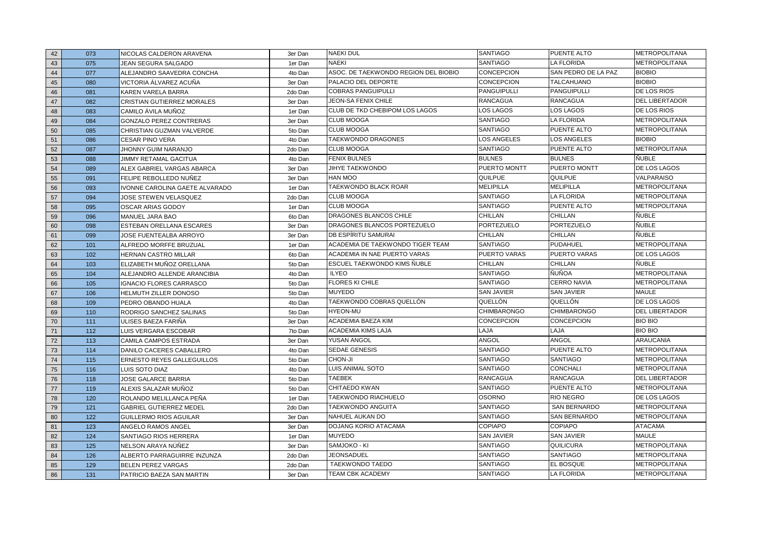| 42 | 073 | NICOLAS CALDERON ARAVENA | 3er Dan | NAEKI DUL | SANTIAGO | PUENTE ALTO | METROPOLITANA |
|---|---|---|---|---|---|---|---|
| 43 | 075 | JEAN SEGURA SALGADO | 1er Dan | NAEKI | SANTIAGO | LA FLORIDA | METROPOLITANA |
| 44 | 077 | ALEJANDRO SAAVEDRA CONCHA | 4to Dan | ASOC. DE TAEKWONDO REGION DEL BIOBIO | CONCEPCION | SAN PEDRO DE LA PAZ | BIOBIO |
| 45 | 080 | VICTORIA ÁLVAREZ ACUÑA | 3er Dan | PALACIO DEL DEPORTE | CONCEPCION | TALCAHUANO | BIOBIO |
| 46 | 081 | KAREN VARELA BARRA | 2do Dan | COBRAS PANGUIPULLI | PANGUIPULLI | PANGUIPULLI | DE LOS RIOS |
| 47 | 082 | CRISTIAN GUTIERREZ MORALES | 3er Dan | JEON-SA FENIX CHILE | RANCAGUA | RANCAGUA | DEL LIBERTADOR |
| 48 | 083 | CAMILO ÁVILA MUÑOZ | 1er Dan | CLUB DE TKD CHEBIPOM LOS LAGOS | LOS LAGOS | LOS LAGOS | DE LOS RIOS |
| 49 | 084 | GONZALO PEREZ CONTRERAS | 3er Dan | CLUB MOOGA | SANTIAGO | LA FLORIDA | METROPOLITANA |
| 50 | 085 | CHRISTIAN GUZMAN VALVERDE | 5to Dan | CLUB MOOGA | SANTIAGO | PUENTE ALTO | METROPOLITANA |
| 51 | 086 | CESAR PINO VERA | 4to Dan | TAEKWONDO DRAGONES | LOS ANGELES | LOS ANGELES | BIOBIO |
| 52 | 087 | JHONNY GUIM NARANJO | 2do Dan | CLUB MOOGA | SANTIAGO | PUENTE ALTO | METROPOLITANA |
| 53 | 088 | JIMMY RETAMAL GACITUA | 4to Dan | FENIX BULNES | BULNES | BULNES | ÑUBLE |
| 54 | 089 | ALEX GABRIEL VARGAS ABARCA | 3er Dan | JIHYE TAEKWONDO | PUERTO MONTT | PUERTO MONTT | DE LOS LAGOS |
| 55 | 091 | FELIPE REBOLLEDO NUÑEZ | 3er Dan | HAN MOO | QUILPUE | QUILPUE | VALPARAISO |
| 56 | 093 | IVONNE CAROLINA GAETE ALVARADO | 1er Dan | TAEKWONDO BLACK ROAR | MELIPILLA | MELIPILLA | METROPOLITANA |
| 57 | 094 | JOSE STEWEN VELASQUEZ | 2do Dan | CLUB MOOGA | SANTIAGO | LA FLORIDA | METROPOLITANA |
| 58 | 095 | OSCAR ARIAS GODOY | 1er Dan | CLUB MOOGA | SANTIAGO | PUENTE ALTO | METROPOLITANA |
| 59 | 096 | MANUEL JARA BAO | 6to Dan | DRAGONES BLANCOS CHILE | CHILLAN | CHILLAN | ÑUBLE |
| 60 | 098 | ESTEBAN ORELLANA ESCARES | 3er Dan | DRAGONES BLANCOS PORTEZUELO | PORTEZUELO | PORTEZUELO | ÑUBLE |
| 61 | 099 | JOSE FUENTEALBA ARROYO | 3er Dan | DB ESPÍRITU SAMURAI | CHILLAN | CHILLAN | ÑUBLE |
| 62 | 101 | ALFREDO MORFFE BRUZUAL | 1er Dan | ACADEMIA DE TAEKWONDO TIGER TEAM | SANTIAGO | PUDAHUEL | METROPOLITANA |
| 63 | 102 | HERNAN CASTRO MILLAR | 6to Dan | ACADEMIA IN NAE PUERTO VARAS | PUERTO VARAS | PUERTO VARAS | DE LOS LAGOS |
| 64 | 103 | ELIZABETH MUÑOZ ORELLANA | 5to Dan | ESCUEL TAEKWONDO KIMS ÑUBLE | CHILLAN | CHILLAN | ÑUBLE |
| 65 | 104 | ALEJANDRO ALLENDE ARANCIBIA | 4to Dan | ILYEO | SANTIAGO | ÑUÑOA | METROPOLITANA |
| 66 | 105 | IGNACIO FLORES CARRASCO | 5to Dan | FLORES KI CHILE | SANTIAGO | CERRO NAVIA | METROPOLITANA |
| 67 | 106 | HELMUTH ZILLER DONOSO | 5to Dan | MUYEDO | SAN JAVIER | SAN JAVIER | MAULE |
| 68 | 109 | PEDRO OBANDO HUALA | 4to Dan | TAEKWONDO COBRAS QUELLÓN | QUELLÓN | QUELLÓN | DE LOS LAGOS |
| 69 | 110 | RODRIGO SANCHEZ SALINAS | 5to Dan | HYEON-MU | CHIMBARONGO | CHIMBARONGO | DEL LIBERTADOR |
| 70 | 111 | ULISES BAEZA FARIÑA | 3er Dan | ACADEMIA BAEZA KIM | CONCEPCION | CONCEPCION | BIO BIO |
| 71 | 112 | LUIS VERGARA ESCOBAR | 7to Dan | ACADEMIA KIMS LAJA | LAJA | LAJA | BIO BIO |
| 72 | 113 | CAMILA CAMPOS ESTRADA | 3er Dan | YUSAN ANGOL | ANGOL | ANGOL | ARAUCANIA |
| 73 | 114 | DANILO CACERES CABALLERO | 4to Dan | SEDAE GENESIS | SANTIAGO | PUENTE ALTO | METROPOLITANA |
| 74 | 115 | ERNESTO REYES GALLEGUILLOS | 5to Dan | CHON-JI | SANTIAGO | SANTIAGO | METROPOLITANA |
| 75 | 116 | LUIS SOTO DIAZ | 4to Dan | LUIS ANIMAL SOTO | SANTIAGO | CONCHALI | METROPOLITANA |
| 76 | 118 | JOSE GALARCE BARRIA | 5to Dan | TAEBEK | RANCAGUA | RANCAGUA | DEL LIBERTADOR |
| 77 | 119 | ALEXIS SALAZAR MUÑOZ | 5to Dan | CHITAEDO KWAN | SANTIAGO | PUENTE ALTO | METROPOLITANA |
| 78 | 120 | ROLANDO MELILLANCA PEÑA | 1er Dan | TAEKWONDO RIACHUELO | OSORNO | RIO NEGRO | DE LOS LAGOS |
| 79 | 121 | GABRIEL GUTIERREZ MEDEL | 2do Dan | TAEKWONDO ANGUITA | SANTIAGO | SAN BERNARDO | METROPOLITANA |
| 80 | 122 | GUILLERMO RIOS AGUILAR | 3er Dan | NAHUEL AUKAN DO | SANTIAGO | SAN BERNARDO | METROPOLITANA |
| 81 | 123 | ANGELO RAMOS ANGEL | 3er Dan | DOJANG KORIO ATACAMA | COPIAPO | COPIAPO | ATACAMA |
| 82 | 124 | SANTIAGO RIOS HERRERA | 1er Dan | MUYEDO | SAN JAVIER | SAN JAVIER | MAULE |
| 83 | 125 | NELSON ARAYA NÚÑEZ | 3er Dan | SAMJOKO - KI | SANTIAGO | QUILICURA | METROPOLITANA |
| 84 | 126 | ALBERTO PARRAGUIRRE INZUNZA | 2do Dan | JEONSADUEL | SANTIAGO | SANTIAGO | METROPOLITANA |
| 85 | 129 | BELEN PEREZ VARGAS | 2do Dan | TAEKWONDO TAEDO | SANTIAGO | EL BOSQUE | METROPOLITANA |
| 86 | 131 | PATRICIO BAEZA SAN MARTIN | 3er Dan | TEAM CBK ACADEMY | SANTIAGO | LA FLORIDA | METROPOLITANA |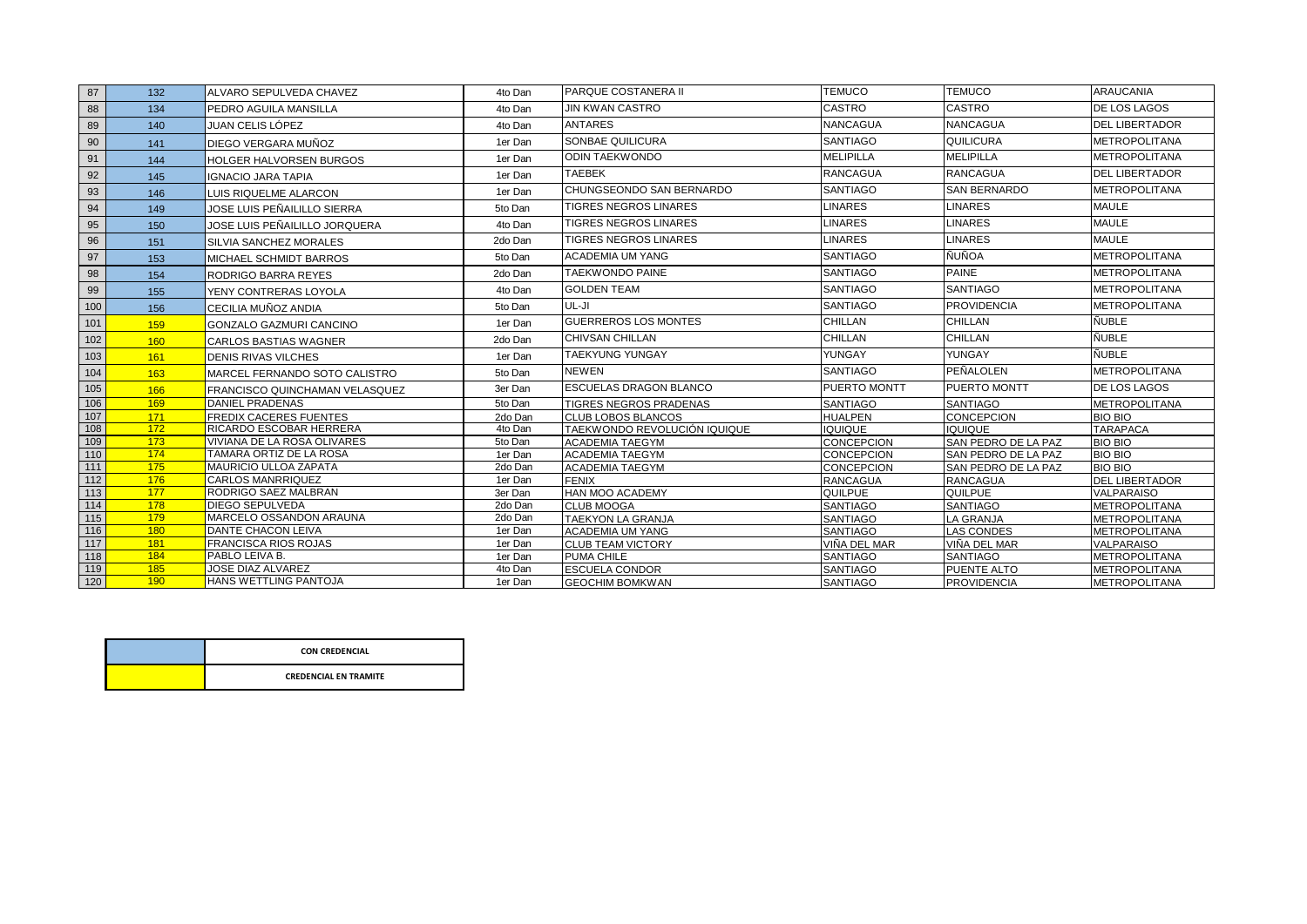| | | | | | | | |
|---|---|---|---|---|---|---|---|
| 87 | 132 | ALVARO SEPULVEDA CHAVEZ | 4to Dan | PARQUE COSTANERA II | TEMUCO | TEMUCO | ARAUCANIA |
| 88 | 134 | PEDRO AGUILA MANSILLA | 4to Dan | JIN KWAN CASTRO | CASTRO | CASTRO | DE LOS LAGOS |
| 89 | 140 | JUAN CELIS LÓPEZ | 4to Dan | ANTARES | NANCAGUA | NANCAGUA | DEL LIBERTADOR |
| 90 | 141 | DIEGO VERGARA MUÑOZ | 1er Dan | SONBAE QUILICURA | SANTIAGO | QUILICURA | METROPOLITANA |
| 91 | 144 | HOLGER HALVORSEN BURGOS | 1er Dan | ODIN TAEKWONDO | MELIPILLA | MELIPILLA | METROPOLITANA |
| 92 | 145 | IGNACIO JARA TAPIA | 1er Dan | TAEBEK | RANCAGUA | RANCAGUA | DEL LIBERTADOR |
| 93 | 146 | LUIS RIQUELME ALARCON | 1er Dan | CHUNGSEONDO SAN BERNARDO | SANTIAGO | SAN BERNARDO | METROPOLITANA |
| 94 | 149 | JOSE LUIS PEÑAILILLO SIERRA | 5to Dan | TIGRES NEGROS LINARES | LINARES | LINARES | MAULE |
| 95 | 150 | JOSE LUIS PEÑAILILLO JORQUERA | 4to Dan | TIGRES NEGROS LINARES | LINARES | LINARES | MAULE |
| 96 | 151 | SILVIA SANCHEZ MORALES | 2do Dan | TIGRES NEGROS LINARES | LINARES | LINARES | MAULE |
| 97 | 153 | MICHAEL SCHMIDT BARROS | 5to Dan | ACADEMIA UM YANG | SANTIAGO | ÑUÑOA | METROPOLITANA |
| 98 | 154 | RODRIGO BARRA REYES | 2do Dan | TAEKWONDO PAINE | SANTIAGO | PAINE | METROPOLITANA |
| 99 | 155 | YENY CONTRERAS LOYOLA | 4to Dan | GOLDEN TEAM | SANTIAGO | SANTIAGO | METROPOLITANA |
| 100 | 156 | CECILIA MUÑOZ ANDIA | 5to Dan | UL-JI | SANTIAGO | PROVIDENCIA | METROPOLITANA |
| 101 | 159 | GONZALO GAZMURI CANCINO | 1er Dan | GUERREROS LOS MONTES | CHILLAN | CHILLAN | ÑUBLE |
| 102 | 160 | CARLOS BASTIAS WAGNER | 2do Dan | CHIVSAN CHILLAN | CHILLAN | CHILLAN | ÑUBLE |
| 103 | 161 | DENIS RIVAS VILCHES | 1er Dan | TAEKYUNG YUNGAY | YUNGAY | YUNGAY | ÑUBLE |
| 104 | 163 | MARCEL FERNANDO SOTO CALISTRO | 5to Dan | NEWEN | SANTIAGO | PEÑALOLEN | METROPOLITANA |
| 105 | 166 | FRANCISCO QUINCHAMAN VELASQUEZ | 3er Dan | ESCUELAS DRAGON BLANCO | PUERTO MONTT | PUERTO MONTT | DE LOS LAGOS |
| 106 | 169 | DANIEL PRADENAS | 5to Dan | TIGRES NEGROS PRADENAS | SANTIAGO | SANTIAGO | METROPOLITANA |
| 107 | 171 | FREDIX CACERES FUENTES | 2do Dan | CLUB LOBOS BLANCOS | HUALPEN | CONCEPCION | BIO BIO |
| 108 | 172 | RICARDO ESCOBAR HERRERA | 4to Dan | TAEKWONDO REVOLUCIÓN IQUIQUE | IQUIQUE | IQUIQUE | TARAPACA |
| 109 | 173 | VIVIANA DE LA ROSA OLIVARES | 5to Dan | ACADEMIA TAEGYM | CONCEPCION | SAN PEDRO DE LA PAZ | BIO BIO |
| 110 | 174 | TAMARA ORTIZ DE LA ROSA | 1er Dan | ACADEMIA TAEGYM | CONCEPCION | SAN PEDRO DE LA PAZ | BIO BIO |
| 111 | 175 | MAURICIO ULLOA ZAPATA | 2do Dan | ACADEMIA TAEGYM | CONCEPCION | SAN PEDRO DE LA PAZ | BIO BIO |
| 112 | 176 | CARLOS MANRRIQUEZ | 1er Dan | FENIX | RANCAGUA | RANCAGUA | DEL LIBERTADOR |
| 113 | 177 | RODRIGO SAEZ MALBRAN | 3er Dan | HAN MOO ACADEMY | QUILPUE | QUILPUE | VALPARAISO |
| 114 | 178 | DIEGO SEPULVEDA | 2do Dan | CLUB MOOGA | SANTIAGO | SANTIAGO | METROPOLITANA |
| 115 | 179 | MARCELO OSSANDON ARAUNA | 2do Dan | TAEKYON LA GRANJA | SANTIAGO | LA GRANJA | METROPOLITANA |
| 116 | 180 | DANTE CHACON LEIVA | 1er Dan | ACADEMIA UM YANG | SANTIAGO | LAS CONDES | METROPOLITANA |
| 117 | 181 | FRANCISCA RIOS ROJAS | 1er Dan | CLUB TEAM VICTORY | VIÑA DEL MAR | VIÑA DEL MAR | VALPARAISO |
| 118 | 184 | PABLO LEIVA B. | 1er Dan | PUMA CHILE | SANTIAGO | SANTIAGO | METROPOLITANA |
| 119 | 185 | JOSE DIAZ ALVAREZ | 4to Dan | ESCUELA CONDOR | SANTIAGO | PUENTE ALTO | METROPOLITANA |
| 120 | 190 | HANS WETTLING PANTOJA | 1er Dan | GEOCHIM BOMKWAN | SANTIAGO | PROVIDENCIA | METROPOLITANA |

| | |
|---|---|
| | CON CREDENCIAL |
| | CREDENCIAL EN TRAMITE |